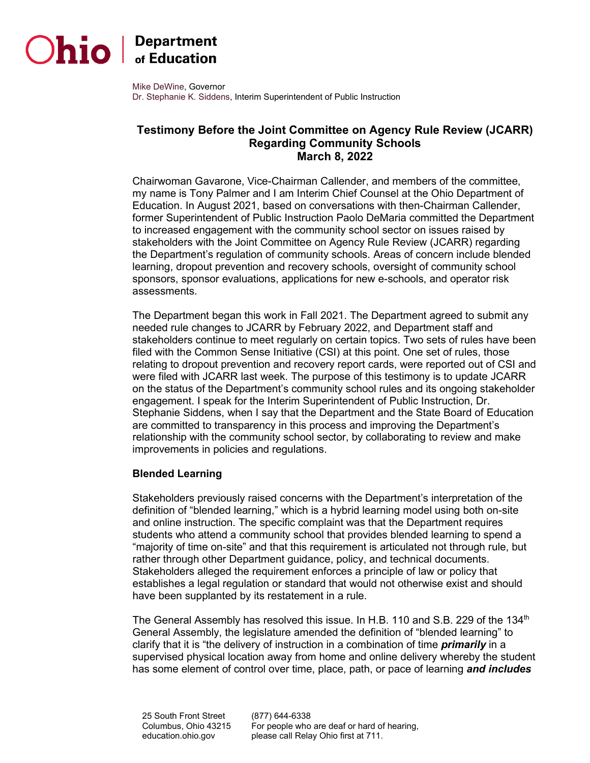Ohio | Department of Education

Mike DeWine, Governor
Dr. Stephanie K. Siddens, Interim Superintendent of Public Instruction

## Testimony Before the Joint Committee on Agency Rule Review (JCARR) Regarding Community Schools
## March 8, 2022

Chairwoman Gavarone, Vice-Chairman Callender, and members of the committee, my name is Tony Palmer and I am Interim Chief Counsel at the Ohio Department of Education. In August 2021, based on conversations with then-Chairman Callender, former Superintendent of Public Instruction Paolo DeMaria committed the Department to increased engagement with the community school sector on issues raised by stakeholders with the Joint Committee on Agency Rule Review (JCARR) regarding the Department's regulation of community schools. Areas of concern include blended learning, dropout prevention and recovery schools, oversight of community school sponsors, sponsor evaluations, applications for new e-schools, and operator risk assessments.

The Department began this work in Fall 2021. The Department agreed to submit any needed rule changes to JCARR by February 2022, and Department staff and stakeholders continue to meet regularly on certain topics. Two sets of rules have been filed with the Common Sense Initiative (CSI) at this point. One set of rules, those relating to dropout prevention and recovery report cards, were reported out of CSI and were filed with JCARR last week. The purpose of this testimony is to update JCARR on the status of the Department's community school rules and its ongoing stakeholder engagement. I speak for the Interim Superintendent of Public Instruction, Dr. Stephanie Siddens, when I say that the Department and the State Board of Education are committed to transparency in this process and improving the Department's relationship with the community school sector, by collaborating to review and make improvements in policies and regulations.

### Blended Learning

Stakeholders previously raised concerns with the Department's interpretation of the definition of "blended learning," which is a hybrid learning model using both on-site and online instruction. The specific complaint was that the Department requires students who attend a community school that provides blended learning to spend a "majority of time on-site" and that this requirement is articulated not through rule, but rather through other Department guidance, policy, and technical documents. Stakeholders alleged the requirement enforces a principle of law or policy that establishes a legal regulation or standard that would not otherwise exist and should have been supplanted by its restatement in a rule.

The General Assembly has resolved this issue. In H.B. 110 and S.B. 229 of the 134th General Assembly, the legislature amended the definition of "blended learning" to clarify that it is "the delivery of instruction in a combination of time ***primarily*** in a supervised physical location away from home and online delivery whereby the student has some element of control over time, place, path, or pace of learning ***and includes***

25 South Front Street
Columbus, Ohio 43215
education.ohio.gov

(877) 644-6338
For people who are deaf or hard of hearing, please call Relay Ohio first at 711.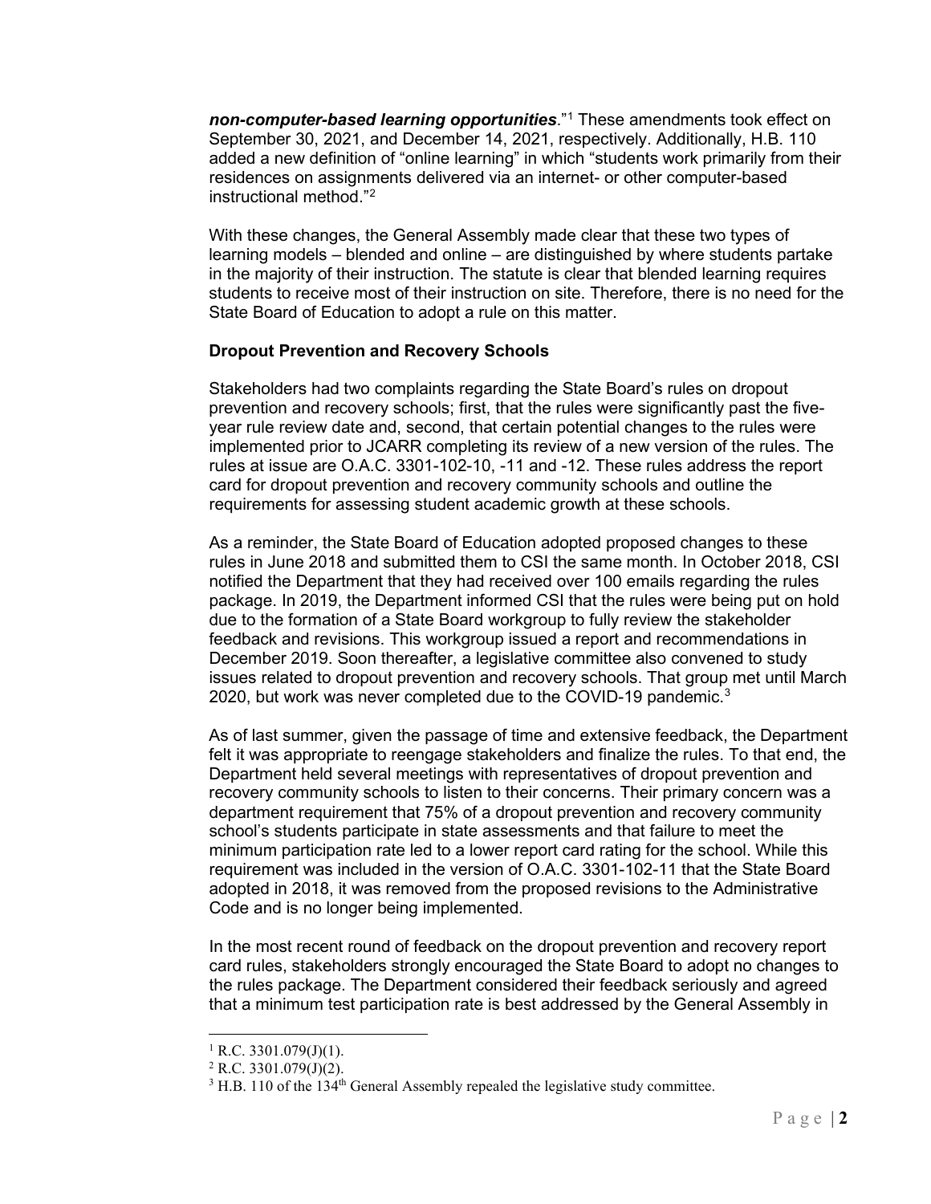***non-computer-based learning opportunities***."[1] These amendments took effect on September 30, 2021, and December 14, 2021, respectively. Additionally, H.B. 110 added a new definition of "online learning" in which "students work primarily from their residences on assignments delivered via an internet- or other computer-based instructional method."[2]

With these changes, the General Assembly made clear that these two types of learning models – blended and online – are distinguished by where students partake in the majority of their instruction. The statute is clear that blended learning requires students to receive most of their instruction on site. Therefore, there is no need for the State Board of Education to adopt a rule on this matter.

**Dropout Prevention and Recovery Schools**

Stakeholders had two complaints regarding the State Board's rules on dropout prevention and recovery schools; first, that the rules were significantly past the five-year rule review date and, second, that certain potential changes to the rules were implemented prior to JCARR completing its review of a new version of the rules. The rules at issue are O.A.C. 3301-102-10, -11 and -12. These rules address the report card for dropout prevention and recovery community schools and outline the requirements for assessing student academic growth at these schools.

As a reminder, the State Board of Education adopted proposed changes to these rules in June 2018 and submitted them to CSI the same month. In October 2018, CSI notified the Department that they had received over 100 emails regarding the rules package. In 2019, the Department informed CSI that the rules were being put on hold due to the formation of a State Board workgroup to fully review the stakeholder feedback and revisions. This workgroup issued a report and recommendations in December 2019. Soon thereafter, a legislative committee also convened to study issues related to dropout prevention and recovery schools. That group met until March 2020, but work was never completed due to the COVID-19 pandemic.[3]

As of last summer, given the passage of time and extensive feedback, the Department felt it was appropriate to reengage stakeholders and finalize the rules. To that end, the Department held several meetings with representatives of dropout prevention and recovery community schools to listen to their concerns. Their primary concern was a department requirement that 75% of a dropout prevention and recovery community school's students participate in state assessments and that failure to meet the minimum participation rate led to a lower report card rating for the school. While this requirement was included in the version of O.A.C. 3301-102-11 that the State Board adopted in 2018, it was removed from the proposed revisions to the Administrative Code and is no longer being implemented.

In the most recent round of feedback on the dropout prevention and recovery report card rules, stakeholders strongly encouraged the State Board to adopt no changes to the rules package. The Department considered their feedback seriously and agreed that a minimum test participation rate is best addressed by the General Assembly in

---

[1] R.C. 3301.079(J)(1).

[2] R.C. 3301.079(J)(2).

[3] H.B. 110 of the 134th General Assembly repealed the legislative study committee.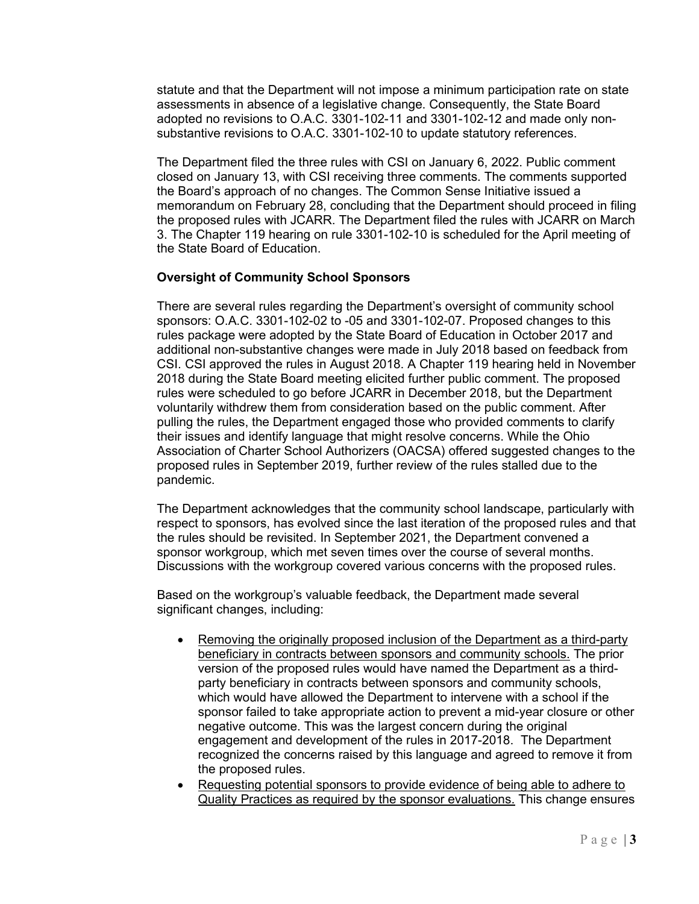statute and that the Department will not impose a minimum participation rate on state assessments in absence of a legislative change. Consequently, the State Board adopted no revisions to O.A.C. 3301-102-11 and 3301-102-12 and made only non-substantive revisions to O.A.C. 3301-102-10 to update statutory references.

The Department filed the three rules with CSI on January 6, 2022. Public comment closed on January 13, with CSI receiving three comments. The comments supported the Board's approach of no changes. The Common Sense Initiative issued a memorandum on February 28, concluding that the Department should proceed in filing the proposed rules with JCARR. The Department filed the rules with JCARR on March 3. The Chapter 119 hearing on rule 3301-102-10 is scheduled for the April meeting of the State Board of Education.

**Oversight of Community School Sponsors**

There are several rules regarding the Department's oversight of community school sponsors: O.A.C. 3301-102-02 to -05 and 3301-102-07. Proposed changes to this rules package were adopted by the State Board of Education in October 2017 and additional non-substantive changes were made in July 2018 based on feedback from CSI. CSI approved the rules in August 2018. A Chapter 119 hearing held in November 2018 during the State Board meeting elicited further public comment. The proposed rules were scheduled to go before JCARR in December 2018, but the Department voluntarily withdrew them from consideration based on the public comment. After pulling the rules, the Department engaged those who provided comments to clarify their issues and identify language that might resolve concerns. While the Ohio Association of Charter School Authorizers (OACSA) offered suggested changes to the proposed rules in September 2019, further review of the rules stalled due to the pandemic.

The Department acknowledges that the community school landscape, particularly with respect to sponsors, has evolved since the last iteration of the proposed rules and that the rules should be revisited. In September 2021, the Department convened a sponsor workgroup, which met seven times over the course of several months. Discussions with the workgroup covered various concerns with the proposed rules.

Based on the workgroup's valuable feedback, the Department made several significant changes, including:

- <u>Removing the originally proposed inclusion of the Department as a third-party beneficiary in contracts between sponsors and community schools.</u> The prior version of the proposed rules would have named the Department as a third-party beneficiary in contracts between sponsors and community schools, which would have allowed the Department to intervene with a school if the sponsor failed to take appropriate action to prevent a mid-year closure or other negative outcome. This was the largest concern during the original engagement and development of the rules in 2017-2018. The Department recognized the concerns raised by this language and agreed to remove it from the proposed rules.
- <u>Requesting potential sponsors to provide evidence of being able to adhere to Quality Practices as required by the sponsor evaluations.</u> This change ensures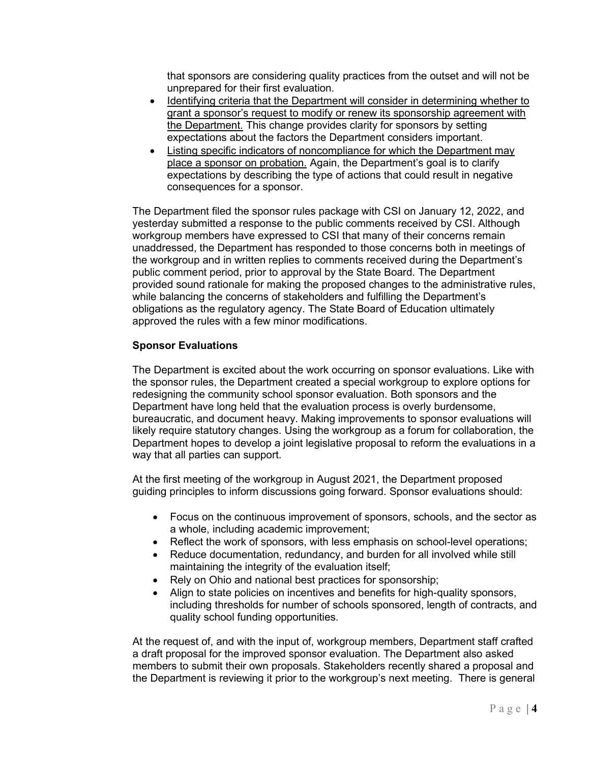that sponsors are considering quality practices from the outset and will not be unprepared for their first evaluation.

- <u>Identifying criteria that the Department will consider in determining whether to grant a sponsor's request to modify or renew its sponsorship agreement with the Department.</u> This change provides clarity for sponsors by setting expectations about the factors the Department considers important.
- <u>Listing specific indicators of noncompliance for which the Department may place a sponsor on probation.</u> Again, the Department's goal is to clarify expectations by describing the type of actions that could result in negative consequences for a sponsor.

The Department filed the sponsor rules package with CSI on January 12, 2022, and yesterday submitted a response to the public comments received by CSI. Although workgroup members have expressed to CSI that many of their concerns remain unaddressed, the Department has responded to those concerns both in meetings of the workgroup and in written replies to comments received during the Department's public comment period, prior to approval by the State Board. The Department provided sound rationale for making the proposed changes to the administrative rules, while balancing the concerns of stakeholders and fulfilling the Department's obligations as the regulatory agency. The State Board of Education ultimately approved the rules with a few minor modifications.

**Sponsor Evaluations**

The Department is excited about the work occurring on sponsor evaluations. Like with the sponsor rules, the Department created a special workgroup to explore options for redesigning the community school sponsor evaluation. Both sponsors and the Department have long held that the evaluation process is overly burdensome, bureaucratic, and document heavy. Making improvements to sponsor evaluations will likely require statutory changes. Using the workgroup as a forum for collaboration, the Department hopes to develop a joint legislative proposal to reform the evaluations in a way that all parties can support.

At the first meeting of the workgroup in August 2021, the Department proposed guiding principles to inform discussions going forward. Sponsor evaluations should:

- Focus on the continuous improvement of sponsors, schools, and the sector as a whole, including academic improvement;
- Reflect the work of sponsors, with less emphasis on school-level operations;
- Reduce documentation, redundancy, and burden for all involved while still maintaining the integrity of the evaluation itself;
- Rely on Ohio and national best practices for sponsorship;
- Align to state policies on incentives and benefits for high-quality sponsors, including thresholds for number of schools sponsored, length of contracts, and quality school funding opportunities.

At the request of, and with the input of, workgroup members, Department staff crafted a draft proposal for the improved sponsor evaluation. The Department also asked members to submit their own proposals. Stakeholders recently shared a proposal and the Department is reviewing it prior to the workgroup's next meeting. There is general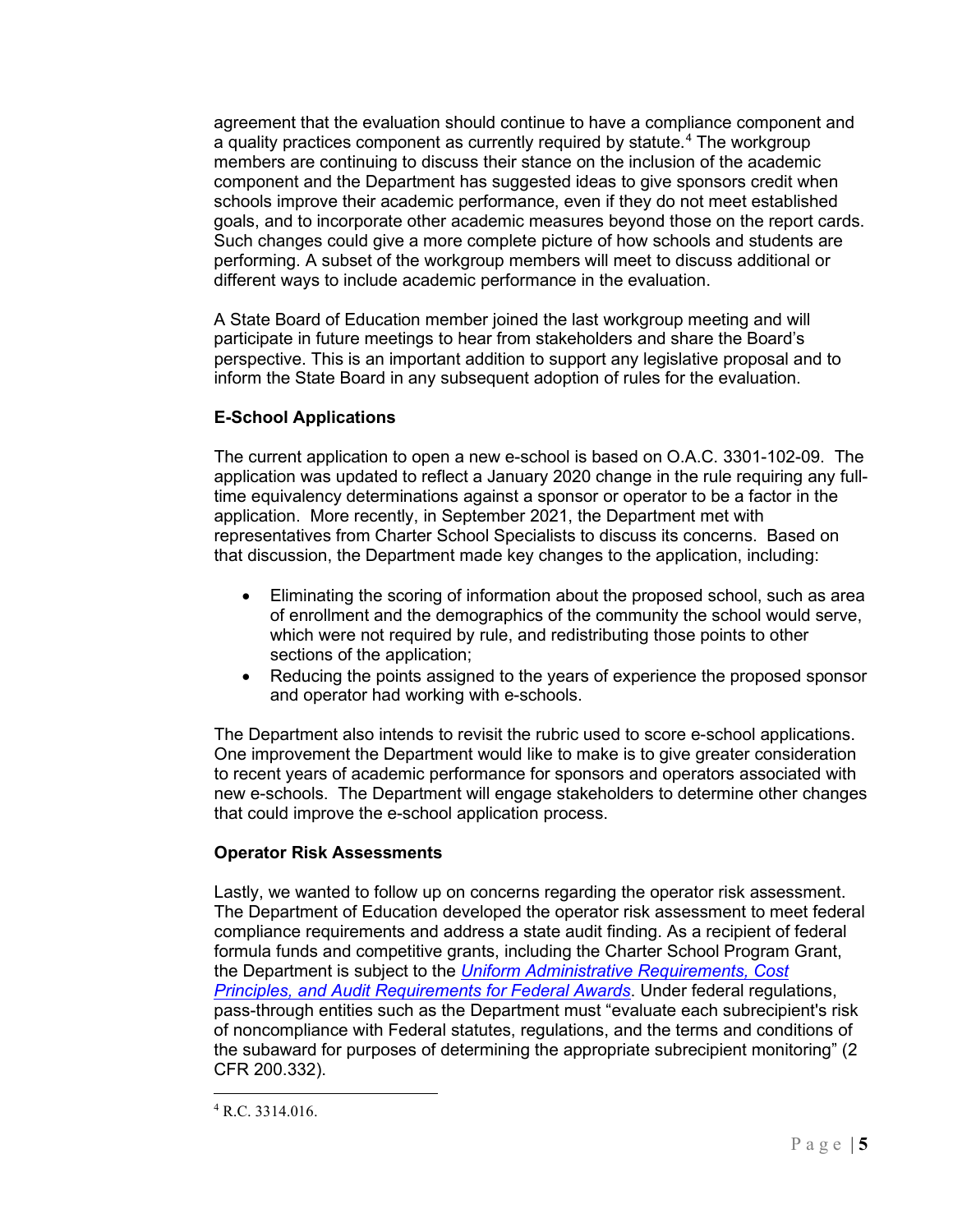agreement that the evaluation should continue to have a compliance component and a quality practices component as currently required by statute.[4] The workgroup members are continuing to discuss their stance on the inclusion of the academic component and the Department has suggested ideas to give sponsors credit when schools improve their academic performance, even if they do not meet established goals, and to incorporate other academic measures beyond those on the report cards. Such changes could give a more complete picture of how schools and students are performing. A subset of the workgroup members will meet to discuss additional or different ways to include academic performance in the evaluation.

A State Board of Education member joined the last workgroup meeting and will participate in future meetings to hear from stakeholders and share the Board's perspective. This is an important addition to support any legislative proposal and to inform the State Board in any subsequent adoption of rules for the evaluation.

**E-School Applications**

The current application to open a new e-school is based on O.A.C. 3301-102-09. The application was updated to reflect a January 2020 change in the rule requiring any full-time equivalency determinations against a sponsor or operator to be a factor in the application. More recently, in September 2021, the Department met with representatives from Charter School Specialists to discuss its concerns. Based on that discussion, the Department made key changes to the application, including:

- Eliminating the scoring of information about the proposed school, such as area of enrollment and the demographics of the community the school would serve, which were not required by rule, and redistributing those points to other sections of the application;
- Reducing the points assigned to the years of experience the proposed sponsor and operator had working with e-schools.

The Department also intends to revisit the rubric used to score e-school applications. One improvement the Department would like to make is to give greater consideration to recent years of academic performance for sponsors and operators associated with new e-schools. The Department will engage stakeholders to determine other changes that could improve the e-school application process.

**Operator Risk Assessments**

Lastly, we wanted to follow up on concerns regarding the operator risk assessment. The Department of Education developed the operator risk assessment to meet federal compliance requirements and address a state audit finding. As a recipient of federal formula funds and competitive grants, including the Charter School Program Grant, the Department is subject to the *Uniform Administrative Requirements, Cost Principles, and Audit Requirements for Federal Awards*. Under federal regulations, pass-through entities such as the Department must "evaluate each subrecipient's risk of noncompliance with Federal statutes, regulations, and the terms and conditions of the subaward for purposes of determining the appropriate subrecipient monitoring" (2 CFR 200.332).

---

[4] R.C. 3314.016.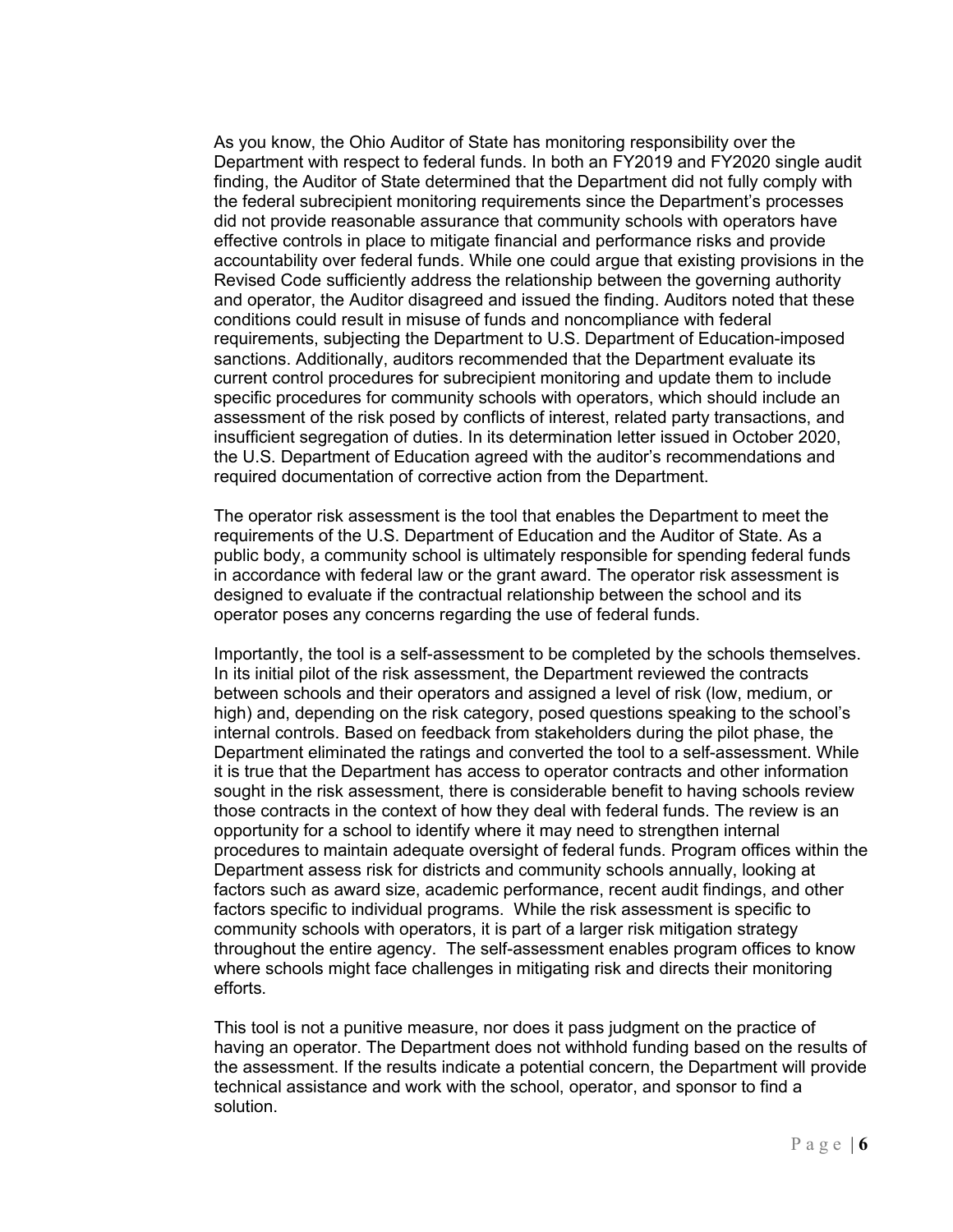As you know, the Ohio Auditor of State has monitoring responsibility over the Department with respect to federal funds. In both an FY2019 and FY2020 single audit finding, the Auditor of State determined that the Department did not fully comply with the federal subrecipient monitoring requirements since the Department's processes did not provide reasonable assurance that community schools with operators have effective controls in place to mitigate financial and performance risks and provide accountability over federal funds. While one could argue that existing provisions in the Revised Code sufficiently address the relationship between the governing authority and operator, the Auditor disagreed and issued the finding. Auditors noted that these conditions could result in misuse of funds and noncompliance with federal requirements, subjecting the Department to U.S. Department of Education-imposed sanctions. Additionally, auditors recommended that the Department evaluate its current control procedures for subrecipient monitoring and update them to include specific procedures for community schools with operators, which should include an assessment of the risk posed by conflicts of interest, related party transactions, and insufficient segregation of duties. In its determination letter issued in October 2020, the U.S. Department of Education agreed with the auditor's recommendations and required documentation of corrective action from the Department.

The operator risk assessment is the tool that enables the Department to meet the requirements of the U.S. Department of Education and the Auditor of State. As a public body, a community school is ultimately responsible for spending federal funds in accordance with federal law or the grant award. The operator risk assessment is designed to evaluate if the contractual relationship between the school and its operator poses any concerns regarding the use of federal funds.

Importantly, the tool is a self-assessment to be completed by the schools themselves. In its initial pilot of the risk assessment, the Department reviewed the contracts between schools and their operators and assigned a level of risk (low, medium, or high) and, depending on the risk category, posed questions speaking to the school's internal controls. Based on feedback from stakeholders during the pilot phase, the Department eliminated the ratings and converted the tool to a self-assessment. While it is true that the Department has access to operator contracts and other information sought in the risk assessment, there is considerable benefit to having schools review those contracts in the context of how they deal with federal funds. The review is an opportunity for a school to identify where it may need to strengthen internal procedures to maintain adequate oversight of federal funds. Program offices within the Department assess risk for districts and community schools annually, looking at factors such as award size, academic performance, recent audit findings, and other factors specific to individual programs. While the risk assessment is specific to community schools with operators, it is part of a larger risk mitigation strategy throughout the entire agency. The self-assessment enables program offices to know where schools might face challenges in mitigating risk and directs their monitoring efforts.

This tool is not a punitive measure, nor does it pass judgment on the practice of having an operator. The Department does not withhold funding based on the results of the assessment. If the results indicate a potential concern, the Department will provide technical assistance and work with the school, operator, and sponsor to find a solution.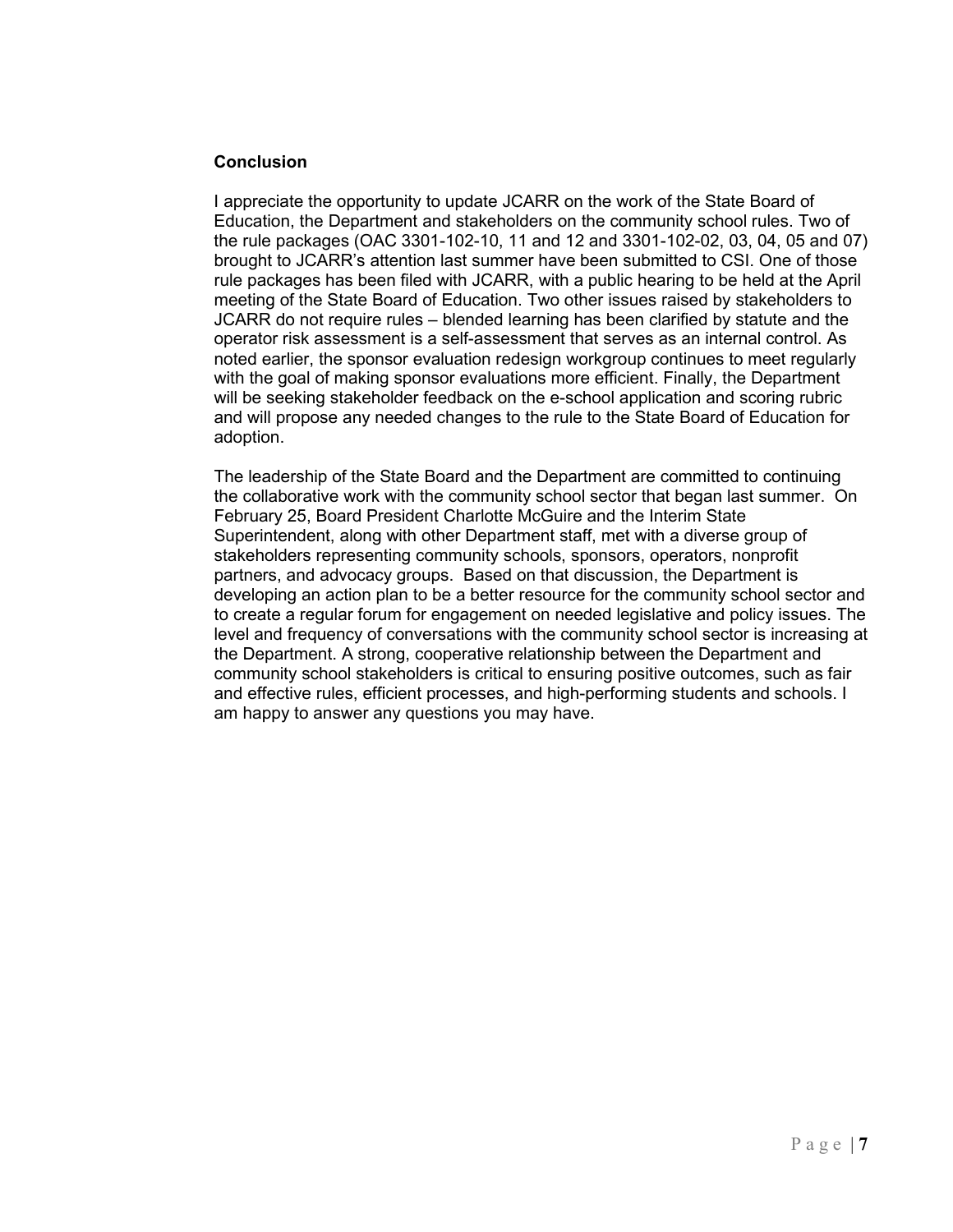**Conclusion**

I appreciate the opportunity to update JCARR on the work of the State Board of Education, the Department and stakeholders on the community school rules. Two of the rule packages (OAC 3301-102-10, 11 and 12 and 3301-102-02, 03, 04, 05 and 07) brought to JCARR's attention last summer have been submitted to CSI. One of those rule packages has been filed with JCARR, with a public hearing to be held at the April meeting of the State Board of Education. Two other issues raised by stakeholders to JCARR do not require rules – blended learning has been clarified by statute and the operator risk assessment is a self-assessment that serves as an internal control. As noted earlier, the sponsor evaluation redesign workgroup continues to meet regularly with the goal of making sponsor evaluations more efficient. Finally, the Department will be seeking stakeholder feedback on the e-school application and scoring rubric and will propose any needed changes to the rule to the State Board of Education for adoption.

The leadership of the State Board and the Department are committed to continuing the collaborative work with the community school sector that began last summer. On February 25, Board President Charlotte McGuire and the Interim State Superintendent, along with other Department staff, met with a diverse group of stakeholders representing community schools, sponsors, operators, nonprofit partners, and advocacy groups. Based on that discussion, the Department is developing an action plan to be a better resource for the community school sector and to create a regular forum for engagement on needed legislative and policy issues. The level and frequency of conversations with the community school sector is increasing at the Department. A strong, cooperative relationship between the Department and community school stakeholders is critical to ensuring positive outcomes, such as fair and effective rules, efficient processes, and high-performing students and schools. I am happy to answer any questions you may have.